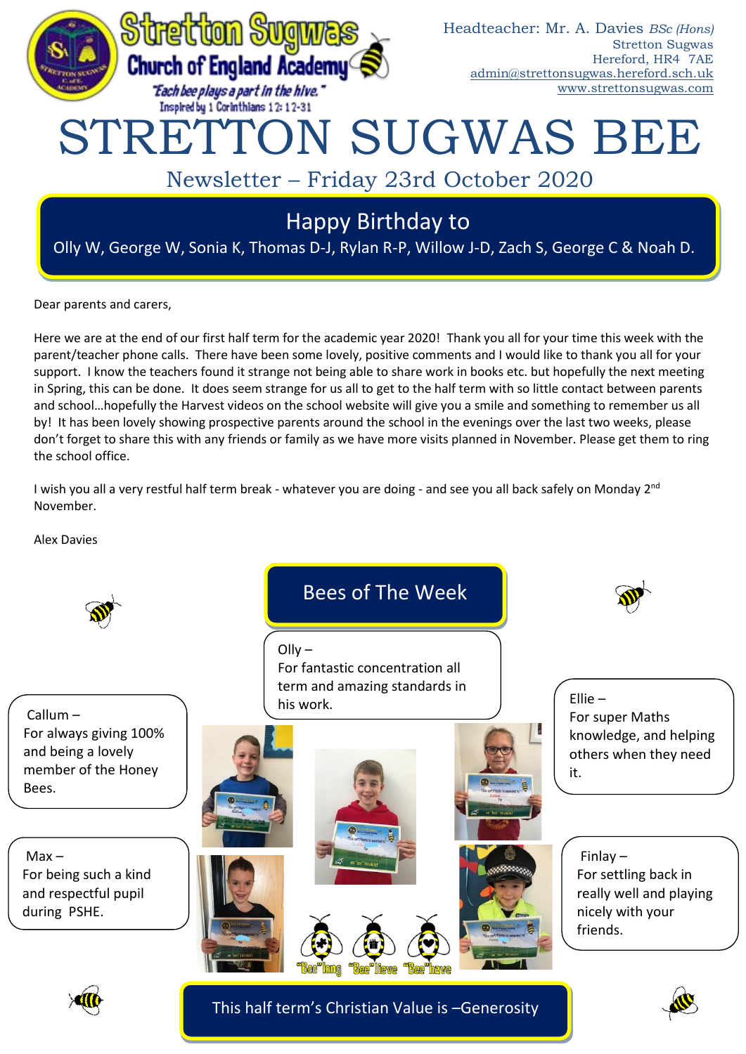**Stretton Sugwas Church of England Academy**

*"Each bee plays a part in the hive."*
Inspired by 1 Corinthians 12: 12-31

Headteacher: Mr. A. Davies *BSc (Hons)*
Stretton Sugwas
Hereford, HR4 7AE
admin@strettonsugwas.hereford.sch.uk
www.strettonsugwas.com

# STRETTON SUGWAS BEE

## Newsletter – Friday 23rd October 2020

### Happy Birthday to

Olly W, George W, Sonia K, Thomas D-J, Rylan R-P, Willow J-D, Zach S, George C & Noah D.

Dear parents and carers,

Here we are at the end of our first half term for the academic year 2020! Thank you all for your time this week with the parent/teacher phone calls. There have been some lovely, positive comments and I would like to thank you all for your support. I know the teachers found it strange not being able to share work in books etc. but hopefully the next meeting in Spring, this can be done. It does seem strange for us all to get to the half term with so little contact between parents and school…hopefully the Harvest videos on the school website will give you a smile and something to remember us all by! It has been lovely showing prospective parents around the school in the evenings over the last two weeks, please don't forget to share this with any friends or family as we have more visits planned in November. Please get them to ring the school office.

I wish you all a very restful half term break - whatever you are doing - and see you all back safely on Monday 2nd November.

Alex Davies

### Bees of The Week

Olly – For fantastic concentration all term and amazing standards in his work.

Callum – For always giving 100% and being a lovely member of the Honey Bees.

Ellie – For super Maths knowledge, and helping others when they need it.

Max – For being such a kind and respectful pupil during PSHE.

Finlay – For settling back in really well and playing nicely with your friends.

"Bee"long "Bee"lieve "Bee"have

### This half term's Christian Value is –Generosity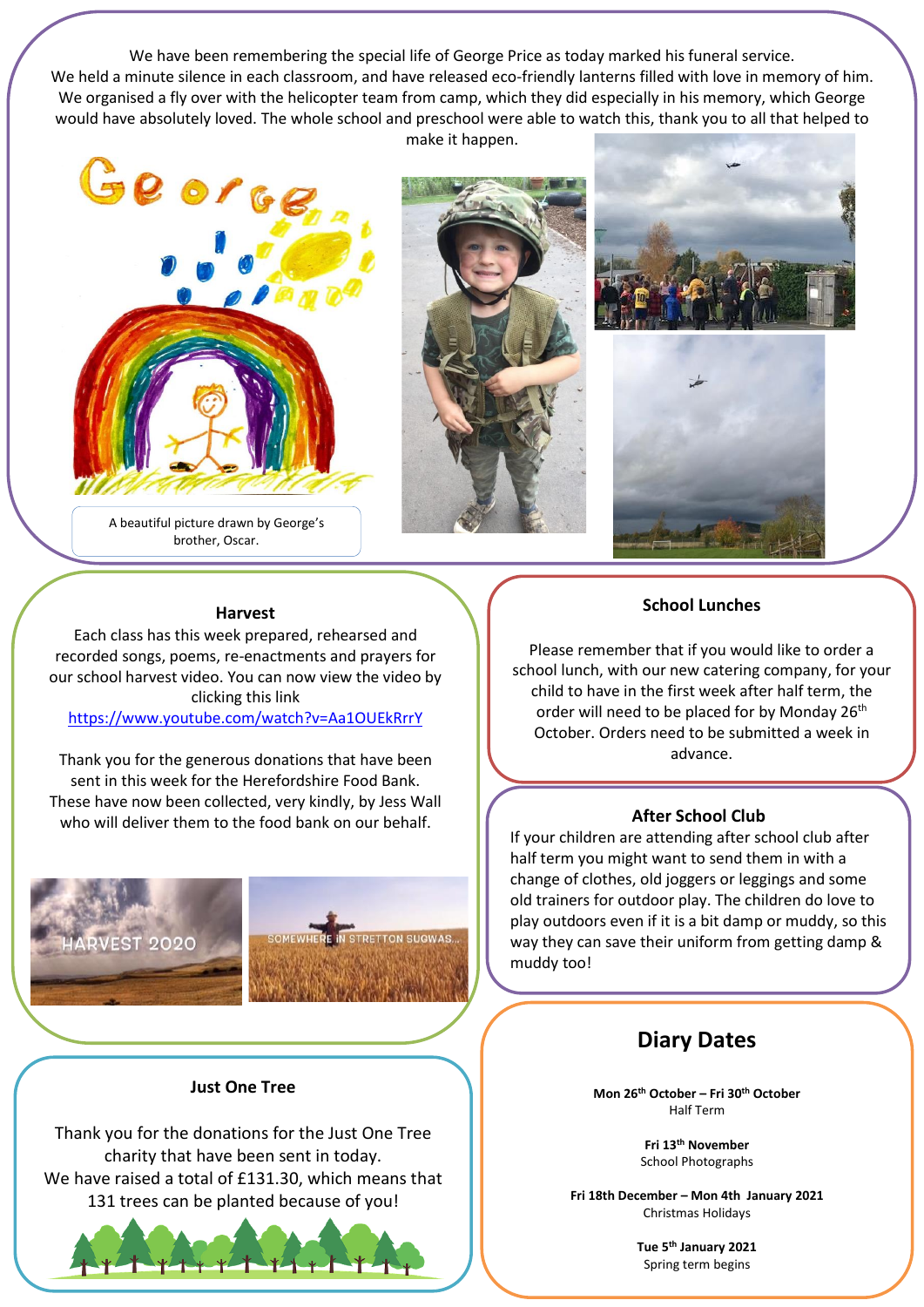We have been remembering the special life of George Price as today marked his funeral service. We held a minute silence in each classroom, and have released eco-friendly lanterns filled with love in memory of him. We organised a fly over with the helicopter team from camp, which they did especially in his memory, which George would have absolutely loved. The whole school and preschool were able to watch this, thank you to all that helped to make it happen.

A beautiful picture drawn by George's brother, Oscar.

### Harvest

Each class has this week prepared, rehearsed and recorded songs, poems, re-enactments and prayers for our school harvest video. You can now view the video by clicking this link
https://www.youtube.com/watch?v=Aa1OUEkRrrY

Thank you for the generous donations that have been sent in this week for the Herefordshire Food Bank. These have now been collected, very kindly, by Jess Wall who will deliver them to the food bank on our behalf.

HARVEST 2020

SOMEWHERE IN STRETTON SUGWAS...

### School Lunches

Please remember that if you would like to order a school lunch, with our new catering company, for your child to have in the first week after half term, the order will need to be placed for by Monday 26th October. Orders need to be submitted a week in advance.

### After School Club

If your children are attending after school club after half term you might want to send them in with a change of clothes, old joggers or leggings and some old trainers for outdoor play. The children do love to play outdoors even if it is a bit damp or muddy, so this way they can save their uniform from getting damp & muddy too!

### Just One Tree

Thank you for the donations for the Just One Tree charity that have been sent in today.
We have raised a total of £131.30, which means that 131 trees can be planted because of you!

## Diary Dates

**Mon 26th October – Fri 30th October**
Half Term

**Fri 13th November**
School Photographs

**Fri 18th December – Mon 4th January 2021**
Christmas Holidays

**Tue 5th January 2021**
Spring term begins